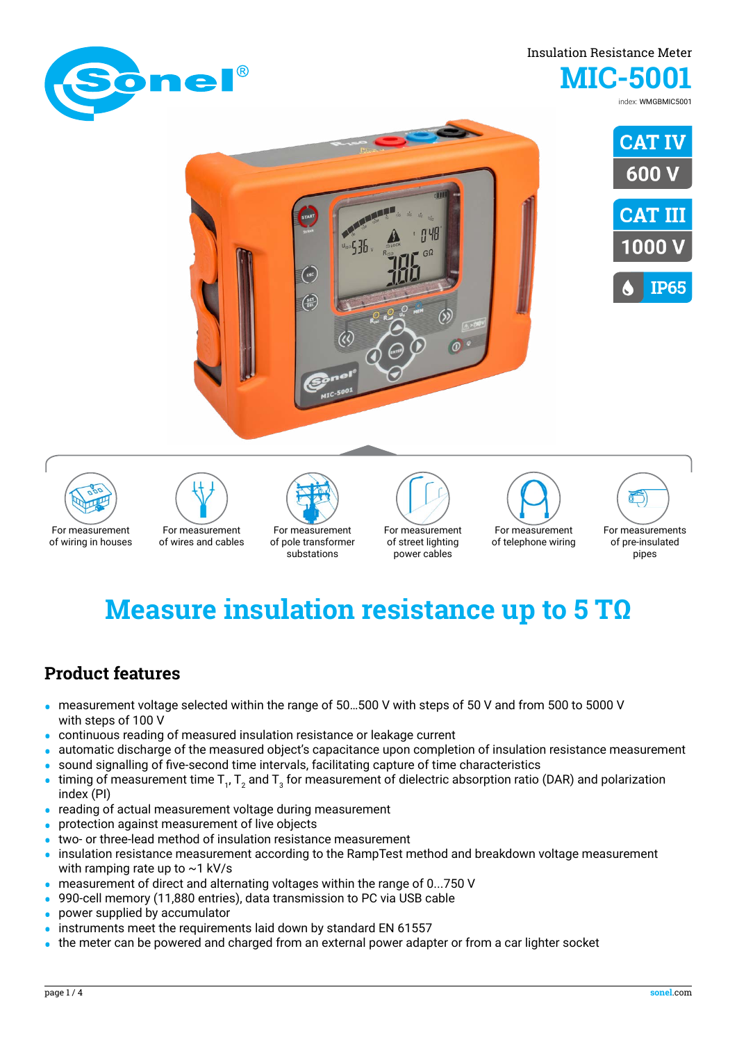Insulation Resistance Meter

# MIC-5001

index: WMGBMIC5001

CAT IV 600 V

CAT III 1000 V

IP65

For measurement of wiring in houses

For measurement of wires and cables

For measurement of pole transformer substations

For measurement of street lighting power cables

For measurement of telephone wiring

For measurements of pre-insulated pipes

## Measure insulation resistance up to 5 TΩ

## Product features

- measurement voltage selected within the range of 50...500 V with steps of 50 V and from 500 to 5000 V with steps of 100 V
- continuous reading of measured insulation resistance or leakage current
- automatic discharge of the measured object's capacitance upon completion of insulation resistance measurement
- sound signalling of five-second time intervals, facilitating capture of time characteristics
- timing of measurement time $T_1$, $T_2$ and $T_3$ for measurement of dielectric absorption ratio (DAR) and polarization index (PI)
- reading of actual measurement voltage during measurement
- protection against measurement of live objects
- two- or three-lead method of insulation resistance measurement
- insulation resistance measurement according to the RampTest method and breakdown voltage measurement with ramping rate up to ~1 kV/s
- measurement of direct and alternating voltages within the range of 0...750 V
- 990-cell memory (11,880 entries), data transmission to PC via USB cable
- power supplied by accumulator
- instruments meet the requirements laid down by standard EN 61557
- the meter can be powered and charged from an external power adapter or from a car lighter socket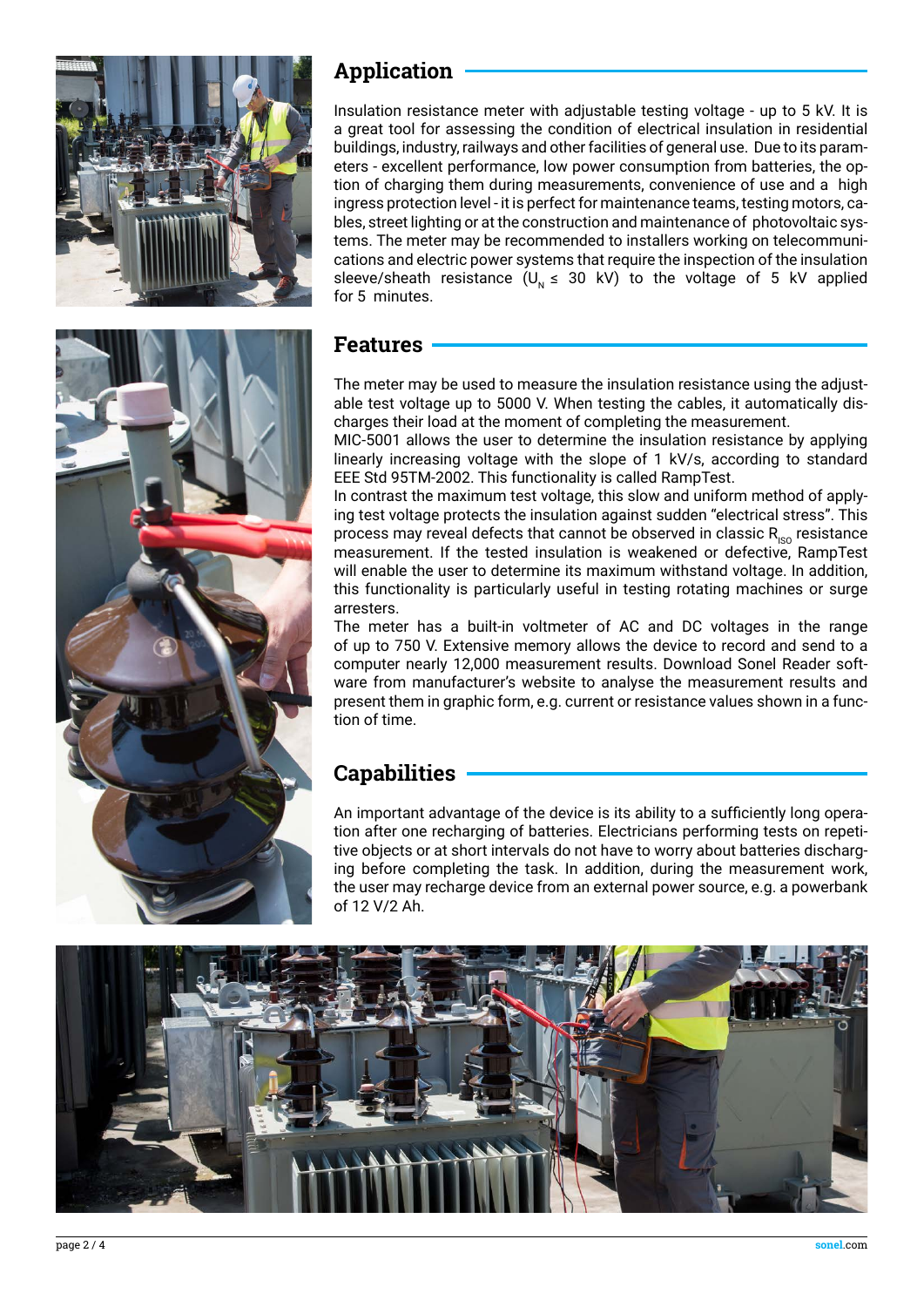## Application

Insulation resistance meter with adjustable testing voltage - up to 5 kV. It is a great tool for assessing the condition of electrical insulation in residential buildings, industry, railways and other facilities of general use. Due to its parameters - excellent performance, low power consumption from batteries, the option of charging them during measurements, convenience of use and a high ingress protection level - it is perfect for maintenance teams, testing motors, cables, street lighting or at the construction and maintenance of photovoltaic systems. The meter may be recommended to installers working on telecommunications and electric power systems that require the inspection of the insulation sleeve/sheath resistance ($U_N \leq$ 30 kV) to the voltage of 5 kV applied for 5 minutes.

## Features

The meter may be used to measure the insulation resistance using the adjustable test voltage up to 5000 V. When testing the cables, it automatically discharges their load at the moment of completing the measurement.

MIC-5001 allows the user to determine the insulation resistance by applying linearly increasing voltage with the slope of 1 kV/s, according to standard EEE Std 95TM-2002. This functionality is called RampTest.

In contrast the maximum test voltage, this slow and uniform method of applying test voltage protects the insulation against sudden "electrical stress". This process may reveal defects that cannot be observed in classic $R_{ISO}$ resistance measurement. If the tested insulation is weakened or defective, RampTest will enable the user to determine its maximum withstand voltage. In addition, this functionality is particularly useful in testing rotating machines or surge arresters.

The meter has a built-in voltmeter of AC and DC voltages in the range of up to 750 V. Extensive memory allows the device to record and send to a computer nearly 12,000 measurement results. Download Sonel Reader software from manufacturer's website to analyse the measurement results and present them in graphic form, e.g. current or resistance values shown in a function of time.

## Capabilities

An important advantage of the device is its ability to a sufficiently long operation after one recharging of batteries. Electricians performing tests on repetitive objects or at short intervals do not have to worry about batteries discharging before completing the task. In addition, during the measurement work, the user may recharge device from an external power source, e.g. a powerbank of 12 V/2 Ah.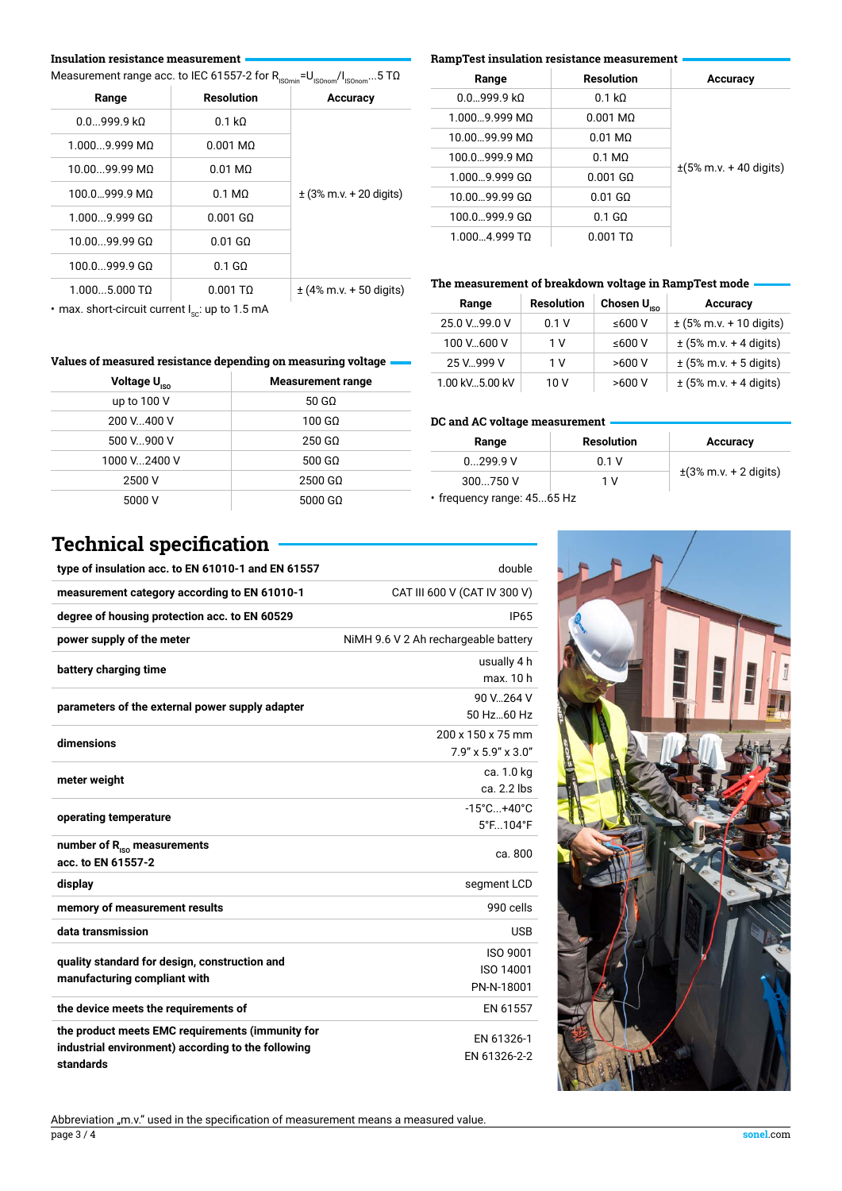### Insulation resistance measurement

Measurement range acc. to IEC 61557-2 for $R_{ISOmin}=U_{ISOnom}/I_{ISOnom}$...5 TΩ

| Range | Resolution | Accuracy |
|---|---|---|
| 0.0...999.9 kΩ | 0.1 kΩ | ± (3% m.v. + 20 digits) |
| 1.000...9.999 MΩ | 0.001 MΩ | |
| 10.00...99.99 MΩ | 0.01 MΩ | |
| 100.0...999.9 MΩ | 0.1 MΩ | |
| 1.000...9.999 GΩ | 0.001 GΩ | |
| 10.00...99.99 GΩ | 0.01 GΩ | |
| 100.0...999.9 GΩ | 0.1 GΩ | |
| 1.000...5.000 TΩ | 0.001 TΩ | ± (4% m.v. + 50 digits) |

- max. short-circuit current $I_{SC}$: up to 1.5 mA

### RampTest insulation resistance measurement

| Range | Resolution | Accuracy |
|---|---|---|
| 0.0...999.9 kΩ | 0.1 kΩ | ±(5% m.v. + 40 digits) |
| 1.000...9.999 MΩ | 0.001 MΩ | |
| 10.00...99.99 MΩ | 0.01 MΩ | |
| 100.0...999.9 MΩ | 0.1 MΩ | |
| 1.000...9.999 GΩ | 0.001 GΩ | |
| 10.00...99.99 GΩ | 0.01 GΩ | |
| 100.0...999.9 GΩ | 0.1 GΩ | |
| 1.000...4.999 TΩ | 0.001 TΩ | |

### The measurement of breakdown voltage in RampTest mode

| Range | Resolution | Chosen $U_{ISO}$ | Accuracy |
|---|---|---|---|
| 25.0 V...99.0 V | 0.1 V | ≤600 V | ± (5% m.v. + 10 digits) |
| 100 V...600 V | 1 V | ≤600 V | ± (5% m.v. + 4 digits) |
| 25 V...999 V | 1 V | >600 V | ± (5% m.v. + 5 digits) |
| 1.00 kV...5.00 kV | 10 V | >600 V | ± (5% m.v. + 4 digits) |

### Values of measured resistance depending on measuring voltage

| Voltage $U_{ISO}$ | Measurement range |
|---|---|
| up to 100 V | 50 GΩ |
| 200 V...400 V | 100 GΩ |
| 500 V...900 V | 250 GΩ |
| 1000 V...2400 V | 500 GΩ |
| 2500 V | 2500 GΩ |
| 5000 V | 5000 GΩ |

### DC and AC voltage measurement

| Range | Resolution | Accuracy |
|---|---|---|
| 0...299.9 V | 0.1 V | ±(3% m.v. + 2 digits) |
| 300...750 V | 1 V | |

- frequency range: 45...65 Hz

## Technical specification

| | |
|---|---|
| **type of insulation acc. to EN 61010-1 and EN 61557** | double |
| **measurement category according to EN 61010-1** | CAT III 600 V (CAT IV 300 V) |
| **degree of housing protection acc. to EN 60529** | IP65 |
| **power supply of the meter** | NiMH 9.6 V 2 Ah rechargeable battery |
| **battery charging time** | usually 4 h<br>max. 10 h |
| **parameters of the external power supply adapter** | 90 V...264 V<br>50 Hz...60 Hz |
| **dimensions** | 200 x 150 x 75 mm<br>7.9" x 5.9" x 3.0" |
| **meter weight** | ca. 1.0 kg<br>ca. 2.2 lbs |
| **operating temperature** | -15°C...+40°C<br>5°F...104°F |
| **number of $R_{ISO}$ measurements acc. to EN 61557-2** | ca. 800 |
| **display** | segment LCD |
| **memory of measurement results** | 990 cells |
| **data transmission** | USB |
| **quality standard for design, construction and manufacturing compliant with** | ISO 9001<br>ISO 14001<br>PN-N-18001 |
| **the device meets the requirements of** | EN 61557 |
| **the product meets EMC requirements (immunity for industrial environment) according to the following standards** | EN 61326-1<br>EN 61326-2-2 |

Abbreviation „m.v." used in the specification of measurement means a measured value.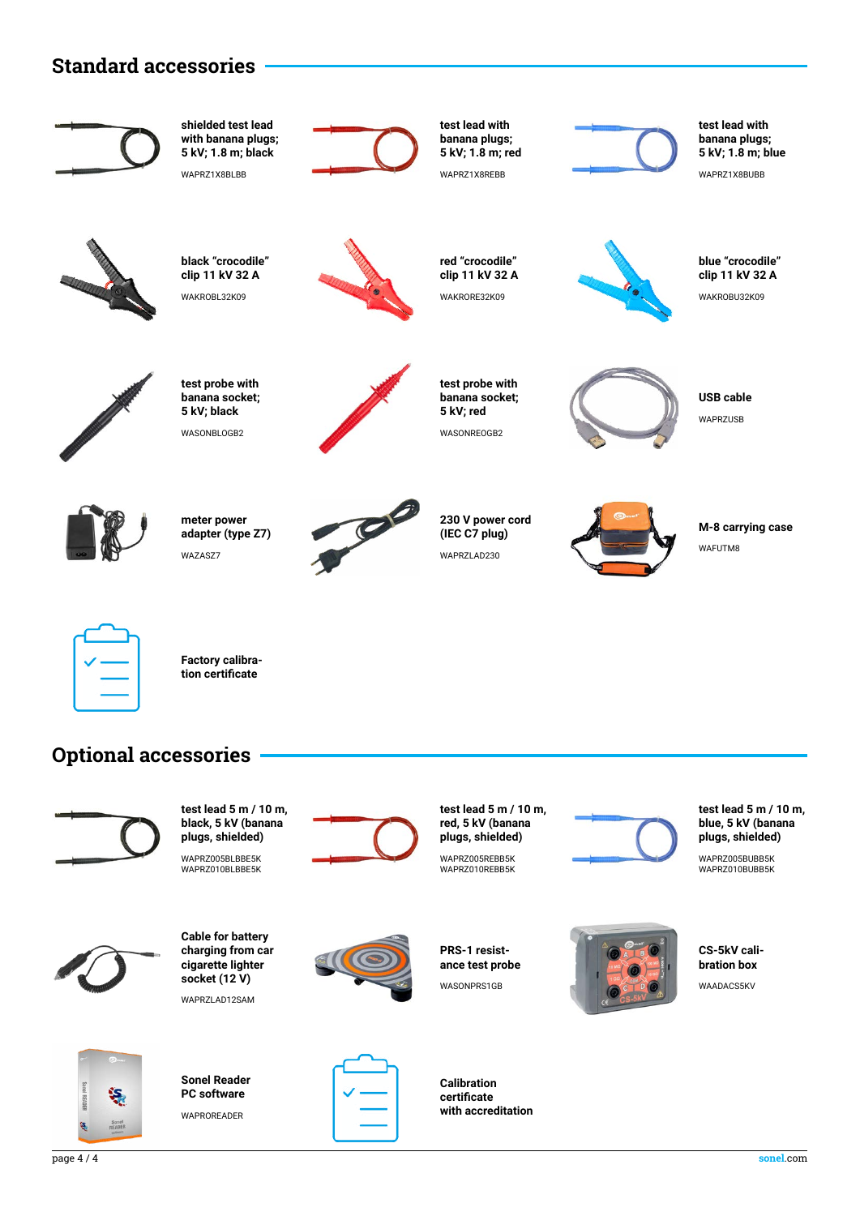## Standard accessories

**shielded test lead with banana plugs; 5 kV; 1.8 m; black**

WAPRZ1X8BLBB

**test lead with banana plugs; 5 kV; 1.8 m; red**

WAPRZ1X8REBB

**test lead with banana plugs; 5 kV; 1.8 m; blue**

WAPRZ1X8BUBB

**black "crocodile" clip 11 kV 32 A**

WAKROBL32K09

**red "crocodile" clip 11 kV 32 A**

WAKRORE32K09

**blue "crocodile" clip 11 kV 32 A**

WAKROBU32K09

**test probe with banana socket; 5 kV; black**

WASONBLOGB2

**test probe with banana socket; 5 kV; red**

WASONREOGB2

**USB cable**

WAPRZUSB

**meter power adapter (type Z7)**

WAZASZ7

**230 V power cord (IEC C7 plug)**

WAPRZLAD230

**M-8 carrying case**

WAFUTM8

**Factory calibration certificate**

## Optional accessories

**test lead 5 m / 10 m, black, 5 kV (banana plugs, shielded)**

WAPRZ005BLBBE5K
WAPRZ010BLBBE5K

**test lead 5 m / 10 m, red, 5 kV (banana plugs, shielded)**

WAPRZ005REBB5K
WAPRZ010REBB5K

**test lead 5 m / 10 m, blue, 5 kV (banana plugs, shielded)**

WAPRZ005BUBB5K
WAPRZ010BUBB5K

**Cable for battery charging from car cigarette lighter socket (12 V)**

WAPRZLAD12SAM

**PRS-1 resistance test probe**

WASONPRS1GB

**CS-5kV calibration box**

WAADACS5KV

**Sonel Reader PC software**

WAPROREADER

**Calibration certificate with accreditation**